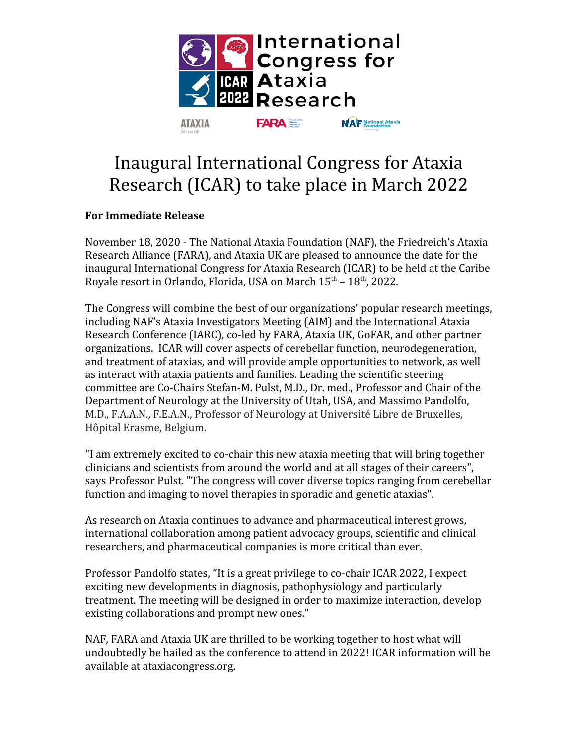International Congress for Ataxia Research

ICAR 2022

ATAXIA Ataxia UK

FARA Friedreich's Ataxia Research Alliance

NAF National Ataxia Foundation

# Inaugural International Congress for Ataxia Research (ICAR) to take place in March 2022

**For Immediate Release**

November 18, 2020 - The National Ataxia Foundation (NAF), the Friedreich's Ataxia Research Alliance (FARA), and Ataxia UK are pleased to announce the date for the inaugural International Congress for Ataxia Research (ICAR) to be held at the Caribe Royale resort in Orlando, Florida, USA on March 15th – 18th, 2022.

The Congress will combine the best of our organizations' popular research meetings, including NAF's Ataxia Investigators Meeting (AIM) and the International Ataxia Research Conference (IARC), co-led by FARA, Ataxia UK, GoFAR, and other partner organizations. ICAR will cover aspects of cerebellar function, neurodegeneration, and treatment of ataxias, and will provide ample opportunities to network, as well as interact with ataxia patients and families. Leading the scientific steering committee are Co-Chairs Stefan-M. Pulst, M.D., Dr. med., Professor and Chair of the Department of Neurology at the University of Utah, USA, and Massimo Pandolfo, M.D., F.A.A.N., F.E.A.N., Professor of Neurology at Université Libre de Bruxelles, Hôpital Erasme, Belgium.

"I am extremely excited to co-chair this new ataxia meeting that will bring together clinicians and scientists from around the world and at all stages of their careers", says Professor Pulst. "The congress will cover diverse topics ranging from cerebellar function and imaging to novel therapies in sporadic and genetic ataxias".

As research on Ataxia continues to advance and pharmaceutical interest grows, international collaboration among patient advocacy groups, scientific and clinical researchers, and pharmaceutical companies is more critical than ever.

Professor Pandolfo states, "It is a great privilege to co-chair ICAR 2022, I expect exciting new developments in diagnosis, pathophysiology and particularly treatment. The meeting will be designed in order to maximize interaction, develop existing collaborations and prompt new ones."

NAF, FARA and Ataxia UK are thrilled to be working together to host what will undoubtedly be hailed as the conference to attend in 2022! ICAR information will be available at ataxiacongress.org.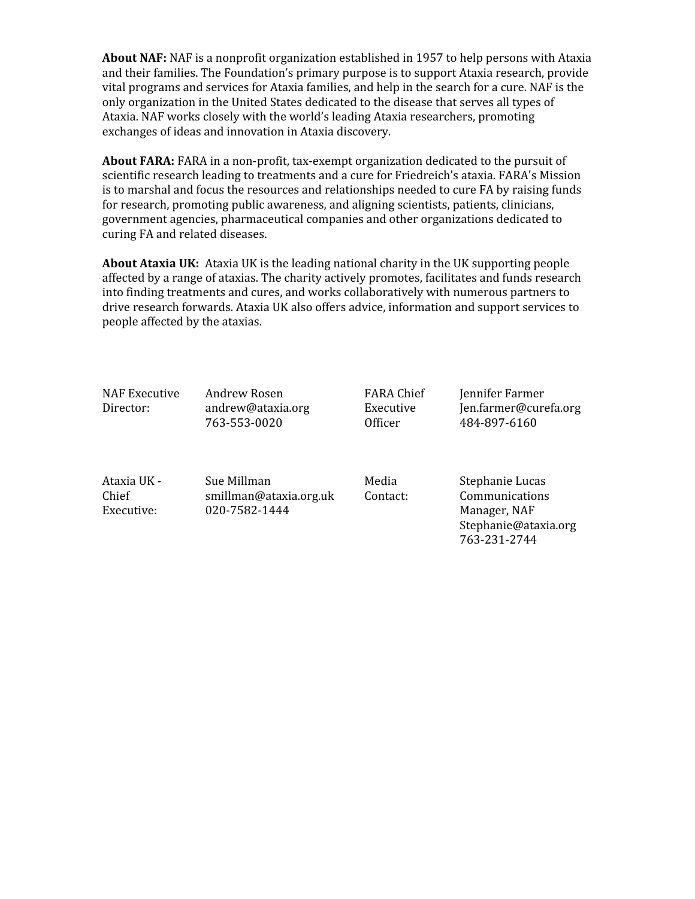**About NAF:** NAF is a nonprofit organization established in 1957 to help persons with Ataxia and their families. The Foundation's primary purpose is to support Ataxia research, provide vital programs and services for Ataxia families, and help in the search for a cure. NAF is the only organization in the United States dedicated to the disease that serves all types of Ataxia. NAF works closely with the world's leading Ataxia researchers, promoting exchanges of ideas and innovation in Ataxia discovery.

**About FARA:** FARA in a non-profit, tax-exempt organization dedicated to the pursuit of scientific research leading to treatments and a cure for Friedreich's ataxia. FARA's Mission is to marshal and focus the resources and relationships needed to cure FA by raising funds for research, promoting public awareness, and aligning scientists, patients, clinicians, government agencies, pharmaceutical companies and other organizations dedicated to curing FA and related diseases.

**About Ataxia UK:** Ataxia UK is the leading national charity in the UK supporting people affected by a range of ataxias. The charity actively promotes, facilitates and funds research into finding treatments and cures, and works collaboratively with numerous partners to drive research forwards. Ataxia UK also offers advice, information and support services to people affected by the ataxias.

| | | | |
|---|---|---|---|
| NAF Executive Director: | Andrew Rosen<br>andrew@ataxia.org<br>763-553-0020 | FARA Chief Executive Officer | Jennifer Farmer<br>Jen.farmer@curefa.org<br>484-897-6160 |
| Ataxia UK - Chief Executive: | Sue Millman<br>smillman@ataxia.org.uk<br>020-7582-1444 | Media Contact: | Stephanie Lucas<br>Communications Manager, NAF<br>Stephanie@ataxia.org<br>763-231-2744 |